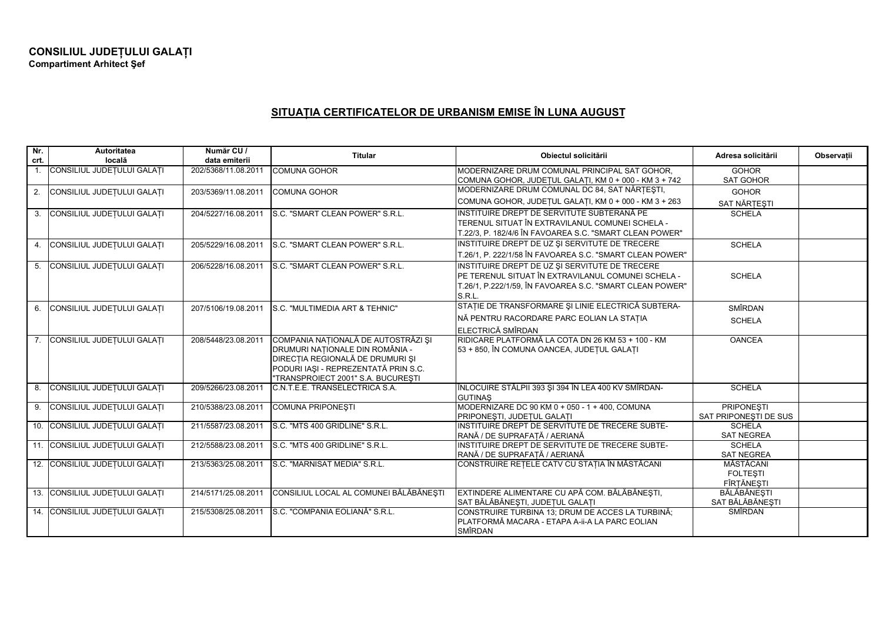**CONSILIUL JUDEȚULUI GALAȚI**
**Compartiment Arhitect Şef**

## SITUAȚIA CERTIFICATELOR DE URBANISM EMISE ÎN LUNA AUGUST

| Nr. crt. | Autoritatea locală | Număr CU / data emiterii | Titular | Obiectul solicitării | Adresa solicitării | Observații |
|---|---|---|---|---|---|---|
| 1. | CONSILIUL JUDEȚULUI GALAȚI | 202/5368/11.08.2011 | COMUNA GOHOR | MODERNIZARE DRUM COMUNAL PRINCIPAL SAT GOHOR, COMUNA GOHOR, JUDEȚUL GALAȚI, KM 0 + 000 - KM 3 + 742 | GOHOR SAT GOHOR | |
| 2. | CONSILIUL JUDEȚULUI GALAȚI | 203/5369/11.08.2011 | COMUNA GOHOR | MODERNIZARE DRUM COMUNAL DC 84, SAT NĂRȚEȘTI, COMUNA GOHOR, JUDEȚUL GALAȚI, KM 0 + 000 - KM 3 + 263 | GOHOR SAT NĂRȚEȘTI | |
| 3. | CONSILIUL JUDEȚULUI GALAȚI | 204/5227/16.08.2011 | S.C. "SMART CLEAN POWER" S.R.L. | INSTITUIRE DREPT DE SERVITUTE SUBTERANĂ PE TERENUL SITUAT ÎN EXTRAVILANUL COMUNEI SCHELA - T.22/3, P. 182/4/6 ÎN FAVOAREA S.C. "SMART CLEAN POWER" | SCHELA | |
| 4. | CONSILIUL JUDEȚULUI GALAȚI | 205/5229/16.08.2011 | S.C. "SMART CLEAN POWER" S.R.L. | INSTITUIRE DREPT DE UZ ŞI SERVITUTE DE TRECERE T.26/1, P. 222/1/58 ÎN FAVOAREA S.C. "SMART CLEAN POWER" | SCHELA | |
| 5. | CONSILIUL JUDEȚULUI GALAȚI | 206/5228/16.08.2011 | S.C. "SMART CLEAN POWER" S.R.L. | INSTITUIRE DREPT DE UZ ŞI SERVITUTE DE TRECERE PE TERENUL SITUAT ÎN EXTRAVILANUL COMUNEI SCHELA - T.26/1, P.222/1/59, ÎN FAVOAREA S.C. "SMART CLEAN POWER" S.R.L. | SCHELA | |
| 6. | CONSILIUL JUDEȚULUI GALAȚI | 207/5106/19.08.2011 | S.C. "MULTIMEDIA ART & TEHNIC" | STAȚIE DE TRANSFORMARE ŞI LINIE ELECTRICĂ SUBTERA-NĂ PENTRU RACORDARE PARC EOLIAN LA STAȚIA ELECTRICĂ SMÎRDAN | SMÎRDAN SCHELA | |
| 7. | CONSILIUL JUDEȚULUI GALAȚI | 208/5448/23.08.2011 | COMPANIA NAȚIONALĂ DE AUTOSTRĂZI ŞI DRUMURI NAȚIONALE DIN ROMÂNIA - DIRECȚIA REGIONALĂ DE DRUMURI ŞI PODURI IAŞI - REPREZENTATĂ PRIN S.C. "TRANSPROIECT 2001" S.A. BUCUREŞTI | RIDICARE PLATFORMĂ LA COTA DN 26 KM 53 + 100 - KM 53 + 850, ÎN COMUNA OANCEA, JUDEȚUL GALAȚI | OANCEA | |
| 8. | CONSILIUL JUDEȚULUI GALAȚI | 209/5266/23.08.2011 | C.N.T.E.E. TRANSELECTRICA S.A. | ÎNLOCUIRE STÂLPII 393 ŞI 394 ÎN LEA 400 KV SMÎRDAN-GUTINAŞ | SCHELA | |
| 9. | CONSILIUL JUDEȚULUI GALAȚI | 210/5388/23.08.2011 | COMUNA PRIPONEŞTI | MODERNIZARE DC 90 KM 0 + 050 - 1 + 400, COMUNA PRIPONEŞTI, JUDEȚUL GALAȚI | PRIPONEŞTI SAT PRIPONEŞTI DE SUS | |
| 10. | CONSILIUL JUDEȚULUI GALAȚI | 211/5587/23.08.2011 | S.C. "MTS 400 GRIDLINE" S.R.L. | INSTITUIRE DREPT DE SERVITUTE DE TRECERE SUBTE-RANĂ / DE SUPRAFAȚĂ / AERIANĂ | SCHELA SAT NEGREA | |
| 11. | CONSILIUL JUDEȚULUI GALAȚI | 212/5588/23.08.2011 | S.C. "MTS 400 GRIDLINE" S.R.L. | INSTITUIRE DREPT DE SERVITUTE DE TRECERE SUBTE-RANĂ / DE SUPRAFAȚĂ / AERIANĂ | SCHELA SAT NEGREA | |
| 12. | CONSILIUL JUDEȚULUI GALAȚI | 213/5363/25.08.2011 | S.C. "MARNISAT MEDIA" S.R.L. | CONSTRUIRE REȚELE CATV CU STAȚIA ÎN MĂSTĂCANI | MĂSTĂCANI FOLTEŞTI FÎRȚĂNEŞTI | |
| 13. | CONSILIUL JUDEȚULUI GALAȚI | 214/5171/25.08.2011 | CONSILIUL LOCAL AL COMUNEI BĂLĂBĂNEŞTI | EXTINDERE ALIMENTARE CU APĂ COM. BĂLĂBĂNEŞTI, SAT BĂLĂBĂNEŞTI, JUDEȚUL GALAȚI | BĂLĂBĂNEŞTI SAT BĂLĂBĂNEŞTI | |
| 14. | CONSILIUL JUDEȚULUI GALAȚI | 215/5308/25.08.2011 | S.C. "COMPANIA EOLIANĂ" S.R.L. | CONSTRUIRE TURBINA 13; DRUM DE ACCES LA TURBINĂ; PLATFORMĂ MACARA - ETAPA A-ii-A LA PARC EOLIAN SMÎRDAN | SMÎRDAN | |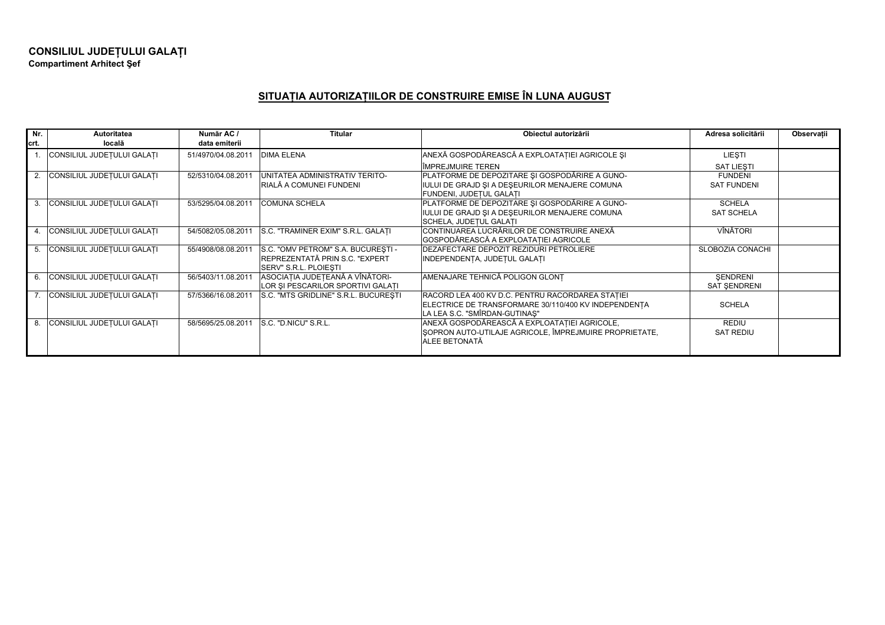**CONSILIUL JUDEȚULUI GALAȚI**
**Compartiment Arhitect Şef**

## SITUAȚIA AUTORIZAȚIILOR DE CONSTRUIRE EMISE ÎN LUNA AUGUST

| Nr. crt. | Autoritatea locală | Număr AC / data emiterii | Titular | Obiectul autorizării | Adresa solicitării | Observații |
|---|---|---|---|---|---|---|
| 1. | CONSILIUL JUDEȚULUI GALAȚI | 51/4970/04.08.2011 | DIMA ELENA | ANEXĂ GOSPODĂREASCĂ A EXPLOATAȚIEI AGRICOLE ŞI ÎMPREJMUIRE TEREN | LIEŞTI SAT LIEŞTI | |
| 2. | CONSILIUL JUDEȚULUI GALAȚI | 52/5310/04.08.2011 | UNITATEA ADMINISTRATIV TERITO-RIALĂ A COMUNEI FUNDENI | PLATFORME DE DEPOZITARE ŞI GOSPODĂRIRE A GUNO-IULUI DE GRAJD ŞI A DEŞEURILOR MENAJERE COMUNA FUNDENI, JUDEȚUL GALAȚI | FUNDENI SAT FUNDENI | |
| 3. | CONSILIUL JUDEȚULUI GALAȚI | 53/5295/04.08.2011 | COMUNA SCHELA | PLATFORME DE DEPOZITARE ŞI GOSPODĂRIRE A GUNO-IULUI DE GRAJD ŞI A DEŞEURILOR MENAJERE COMUNA SCHELA, JUDEȚUL GALAȚI | SCHELA SAT SCHELA | |
| 4. | CONSILIUL JUDEȚULUI GALAȚI | 54/5082/05.08.2011 | S.C. "TRAMINER EXIM" S.R.L. GALAȚI | CONTINUAREA LUCRĂRILOR DE CONSTRUIRE ANEXĂ GOSPODĂREASCĂ A EXPLOATAȚIEI AGRICOLE | VÎNĂTORI | |
| 5. | CONSILIUL JUDEȚULUI GALAȚI | 55/4908/08.08.2011 | S.C. "OMV PETROM" S.A. BUCUREŞTI - REPREZENTATĂ PRIN S.C. "EXPERT SERV" S.R.L. PLOIEŞTI | DEZAFECTARE DEPOZIT REZIDURI PETROLIERE INDEPENDENȚA, JUDEȚUL GALAȚI | SLOBOZIA CONACHI | |
| 6. | CONSILIUL JUDEȚULUI GALAȚI | 56/5403/11.08.2011 | ASOCIAȚIA JUDEȚEANĂ A VÎNĂTORI-LOR ŞI PESCARILOR SPORTIVI GALAȚI | AMENAJARE TEHNICĂ POLIGON GLONȚ | ŞENDRENI SAT ŞENDRENI | |
| 7. | CONSILIUL JUDEȚULUI GALAȚI | 57/5366/16.08.2011 | S.C. "MTS GRIDLINE" S.R.L. BUCUREŞTI | RACORD LEA 400 KV D.C. PENTRU RACORDAREA STAȚIEI ELECTRICE DE TRANSFORMARE 30/110/400 KV INDEPENDENȚA LA LEA S.C. "SMÎRDAN-GUTINAŞ" | SCHELA | |
| 8. | CONSILIUL JUDEȚULUI GALAȚI | 58/5695/25.08.2011 | S.C. "D.NICU" S.R.L. | ANEXĂ GOSPODĂREASCĂ A EXPLOATAȚIEI AGRICOLE, ŞOPRON AUTO-UTILAJE AGRICOLE, ÎMPREJMUIRE PROPRIETATE, ALEE BETONATĂ | REDIU SAT REDIU | |